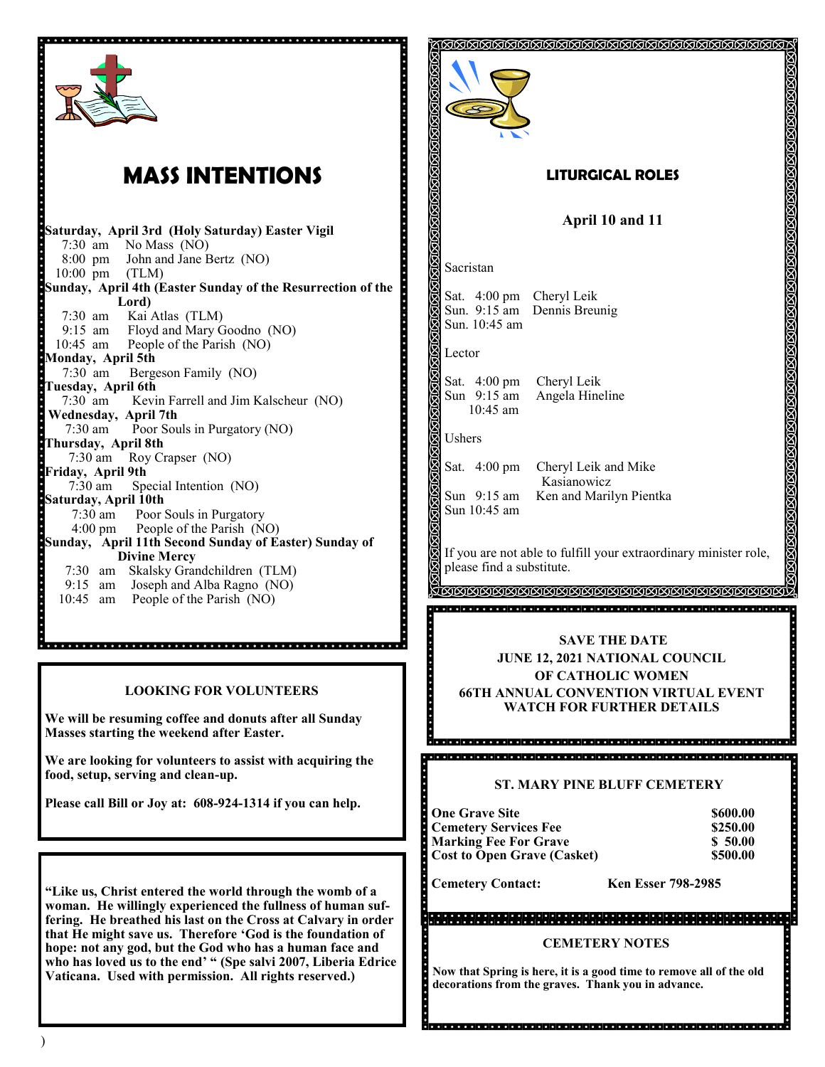# MASS INTENTIONS

**Saturday, April 3rd (Holy Saturday) Easter Vigil**
7:30 am No Mass (NO)
8:00 pm John and Jane Bertz (NO)
10:00 pm (TLM)

**Sunday, April 4th (Easter Sunday of the Resurrection of the Lord)**
7:30 am Kai Atlas (TLM)
9:15 am Floyd and Mary Goodno (NO)
10:45 am People of the Parish (NO)

**Monday, April 5th**
7:30 am Bergeson Family (NO)

**Tuesday, April 6th**
7:30 am Kevin Farrell and Jim Kalscheur (NO)

**Wednesday, April 7th**
7:30 am Poor Souls in Purgatory (NO)

**Thursday, April 8th**
7:30 am Roy Crapser (NO)

**Friday, April 9th**
7:30 am Special Intention (NO)

**Saturday, April 10th**
7:30 am Poor Souls in Purgatory
4:00 pm People of the Parish (NO)

**Sunday, April 11th Second Sunday of Easter) Sunday of Divine Mercy**
7:30 am Skalsky Grandchildren (TLM)
9:15 am Joseph and Alba Ragno (NO)
10:45 am People of the Parish (NO)

## LOOKING FOR VOLUNTEERS

**We will be resuming coffee and donuts after all Sunday Masses starting the weekend after Easter.**

**We are looking for volunteers to assist with acquiring the food, setup, serving and clean-up.**

**Please call Bill or Joy at: 608-924-1314 if you can help.**

**"Like us, Christ entered the world through the womb of a woman. He willingly experienced the fullness of human suffering. He breathed his last on the Cross at Calvary in order that He might save us. Therefore 'God is the foundation of hope: not any god, but the God who has a human face and who has loved us to the end' " (Spe salvi 2007, Liberia Edrice Vaticana. Used with permission. All rights reserved.)**

## LITURGICAL ROLES

### April 10 and 11

Sacristan

Sat. 4:00 pm Cheryl Leik
Sun. 9:15 am Dennis Breunig
Sun. 10:45 am

Lector

Sat. 4:00 pm Cheryl Leik
Sun 9:15 am Angela Hineline
10:45 am

Ushers

Sat. 4:00 pm Cheryl Leik and Mike Kasianowicz
Sun 9:15 am Ken and Marilyn Pientka
Sun 10:45 am

If you are not able to fulfill your extraordinary minister role, please find a substitute.

**SAVE THE DATE**
**JUNE 12, 2021 NATIONAL COUNCIL OF CATHOLIC WOMEN 66TH ANNUAL CONVENTION VIRTUAL EVENT**
**WATCH FOR FURTHER DETAILS**

## ST. MARY PINE BLUFF CEMETERY

| | |
|---|---|
| **One Grave Site** | **$600.00** |
| **Cemetery Services Fee** | **$250.00** |
| **Marking Fee For Grave** | **$ 50.00** |
| **Cost to Open Grave (Casket)** | **$500.00** |

**Cemetery Contact:** **Ken Esser 798-2985**

## CEMETERY NOTES

**Now that Spring is here, it is a good time to remove all of the old decorations from the graves. Thank you in advance.**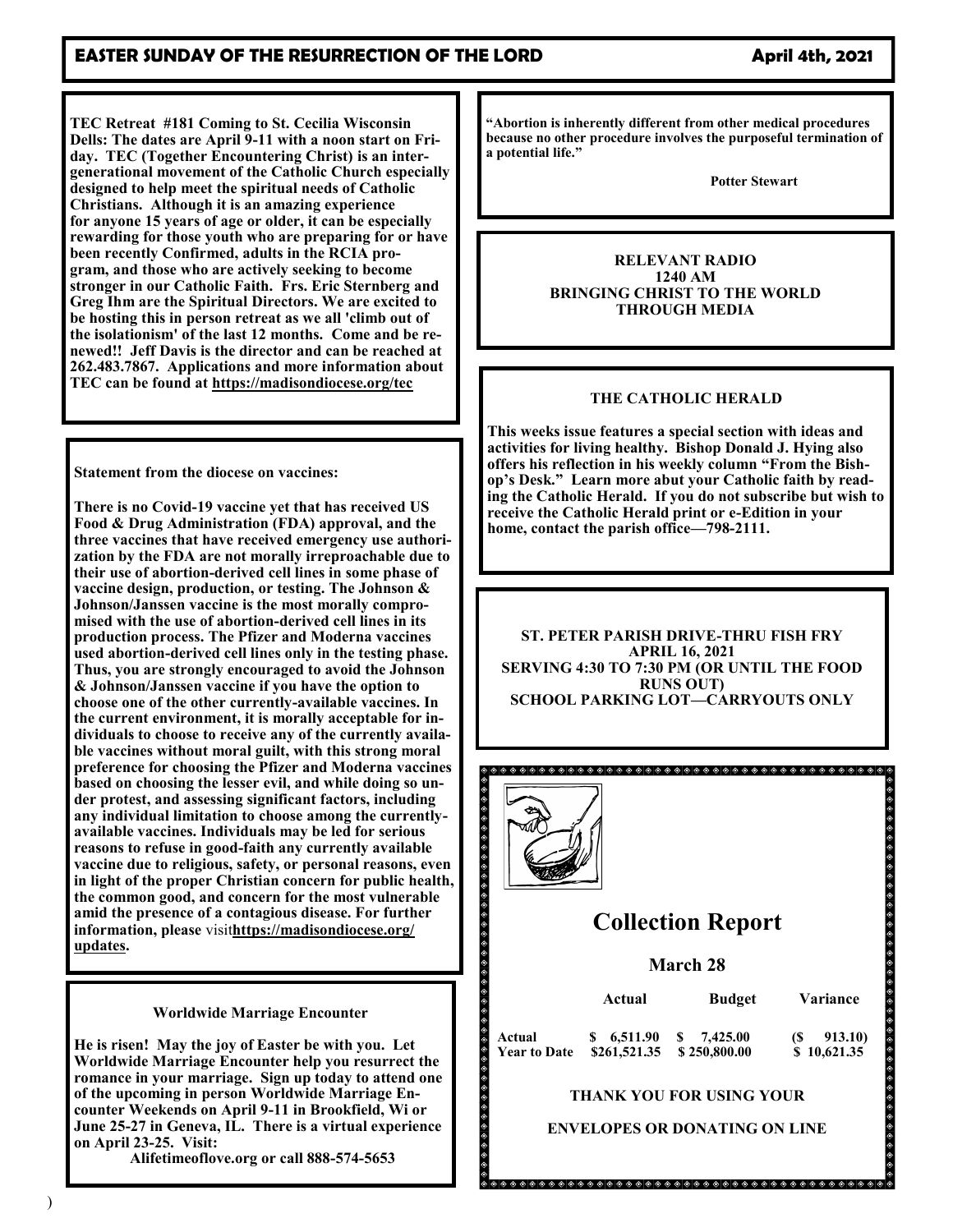# EASTER SUNDAY OF THE RESURRECTION OF THE LORD — April 4th, 2021

**TEC Retreat #181 Coming to St. Cecilia Wisconsin Dells: The dates are April 9-11 with a noon start on Friday. TEC (Together Encountering Christ) is an intergenerational movement of the Catholic Church especially designed to help meet the spiritual needs of Catholic Christians. Although it is an amazing experience for anyone 15 years of age or older, it can be especially rewarding for those youth who are preparing for or have been recently Confirmed, adults in the RCIA program, and those who are actively seeking to become stronger in our Catholic Faith. Frs. Eric Sternberg and Greg Ihm are the Spiritual Directors. We are excited to be hosting this in person retreat as we all 'climb out of the isolationism' of the last 12 months. Come and be renewed!! Jeff Davis is the director and can be reached at 262.483.7867. Applications and more information about TEC can be found at https://madisondiocese.org/tec**

**Statement from the diocese on vaccines:**

**There is no Covid-19 vaccine yet that has received US Food & Drug Administration (FDA) approval, and the three vaccines that have received emergency use authorization by the FDA are not morally irreproachable due to their use of abortion-derived cell lines in some phase of vaccine design, production, or testing. The Johnson & Johnson/Janssen vaccine is the most morally compromised with the use of abortion-derived cell lines in its production process. The Pfizer and Moderna vaccines used abortion-derived cell lines only in the testing phase. Thus, you are strongly encouraged to avoid the Johnson & Johnson/Janssen vaccine if you have the option to choose one of the other currently-available vaccines. In the current environment, it is morally acceptable for individuals to choose to receive any of the currently available vaccines without moral guilt, with this strong moral preference for choosing the Pfizer and Moderna vaccines based on choosing the lesser evil, and while doing so under protest, and assessing significant factors, including any individual limitation to choose among the currently-available vaccines. Individuals may be led for serious reasons to refuse in good-faith any currently available vaccine due to religious, safety, or personal reasons, even in light of the proper Christian concern for public health, the common good, and concern for the most vulnerable amid the presence of a contagious disease. For further information, please** visit**https://madisondiocese.org/updates.**

**Worldwide Marriage Encounter**

**He is risen! May the joy of Easter be with you. Let Worldwide Marriage Encounter help you resurrect the romance in your marriage. Sign up today to attend one of the upcoming in person Worldwide Marriage Encounter Weekends on April 9-11 in Brookfield, Wi or June 25-27 in Geneva, IL. There is a virtual experience on April 23-25. Visit:**

**Alifetimeoflove.org or call 888-574-5653**

**"Abortion is inherently different from other medical procedures because no other procedure involves the purposeful termination of a potential life."**

**Potter Stewart**

**RELEVANT RADIO**
**1240 AM**
**BRINGING CHRIST TO THE WORLD THROUGH MEDIA**

**THE CATHOLIC HERALD**

**This weeks issue features a special section with ideas and activities for living healthy. Bishop Donald J. Hying also offers his reflection in his weekly column "From the Bishop's Desk." Learn more abut your Catholic faith by reading the Catholic Herald. If you do not subscribe but wish to receive the Catholic Herald print or e-Edition in your home, contact the parish office—798-2111.**

**ST. PETER PARISH DRIVE-THRU FISH FRY**
**APRIL 16, 2021**
**SERVING 4:30 TO 7:30 PM (OR UNTIL THE FOOD RUNS OUT)**
**SCHOOL PARKING LOT—CARRYOUTS ONLY**

## Collection Report

### March 28

| | Actual | Budget | Variance |
|---|---|---|---|
| Actual | $ 6,511.90 | $ 7,425.00 | ($ 913.10) |
| Year to Date | $261,521.35 | $ 250,800.00 | $ 10,621.35 |

**THANK YOU FOR USING YOUR ENVELOPES OR DONATING ON LINE**